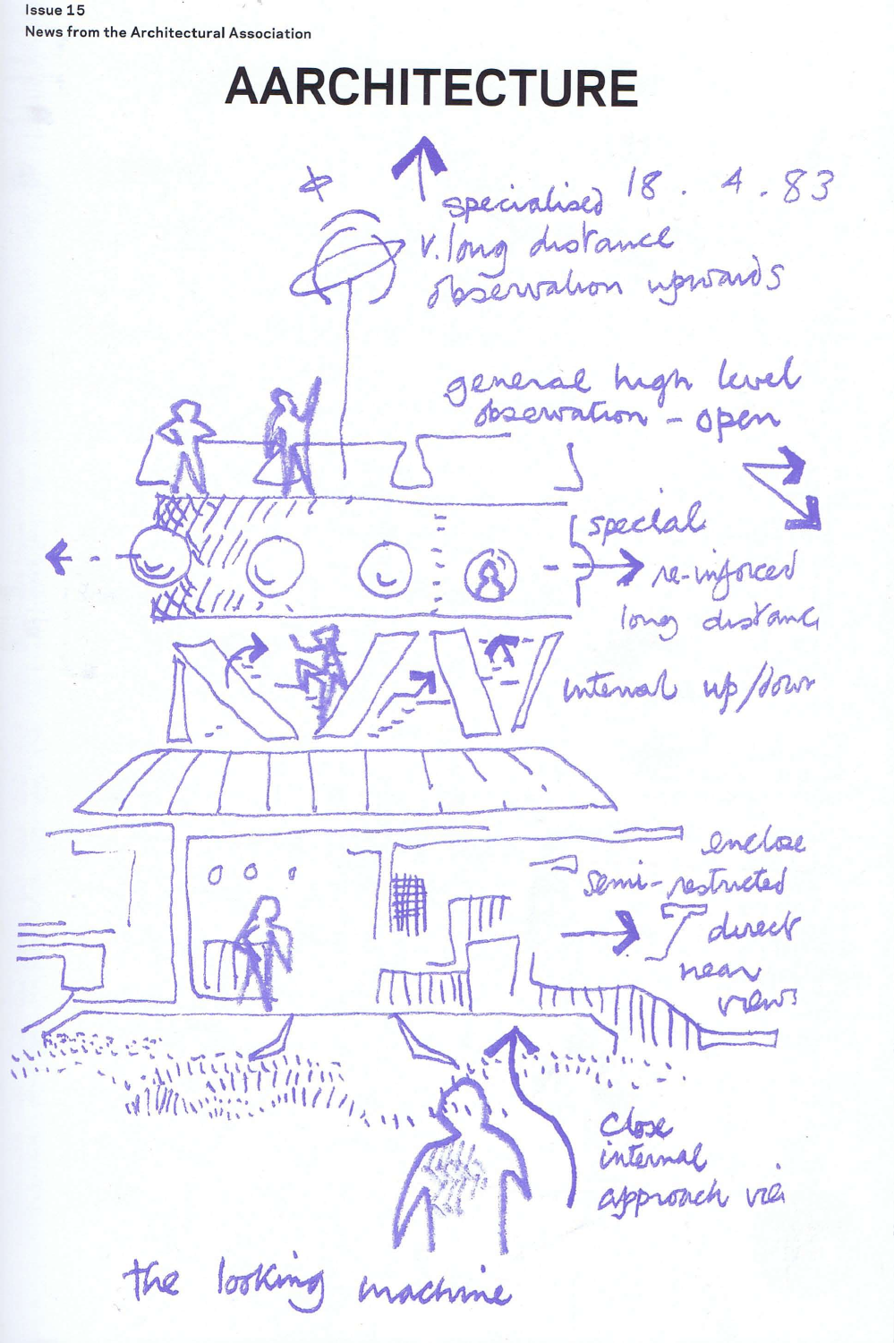Issue 15

News from the Architectural Association

# AARCHITECTURE

specialised 18 . 4 . 83
v. long distance
observation upwards

general high level
observation – open

special
re-inforced
long distance

internal up/down

enclose
semi-restricted
direct
near
views

close
internal
approach via

the looking machine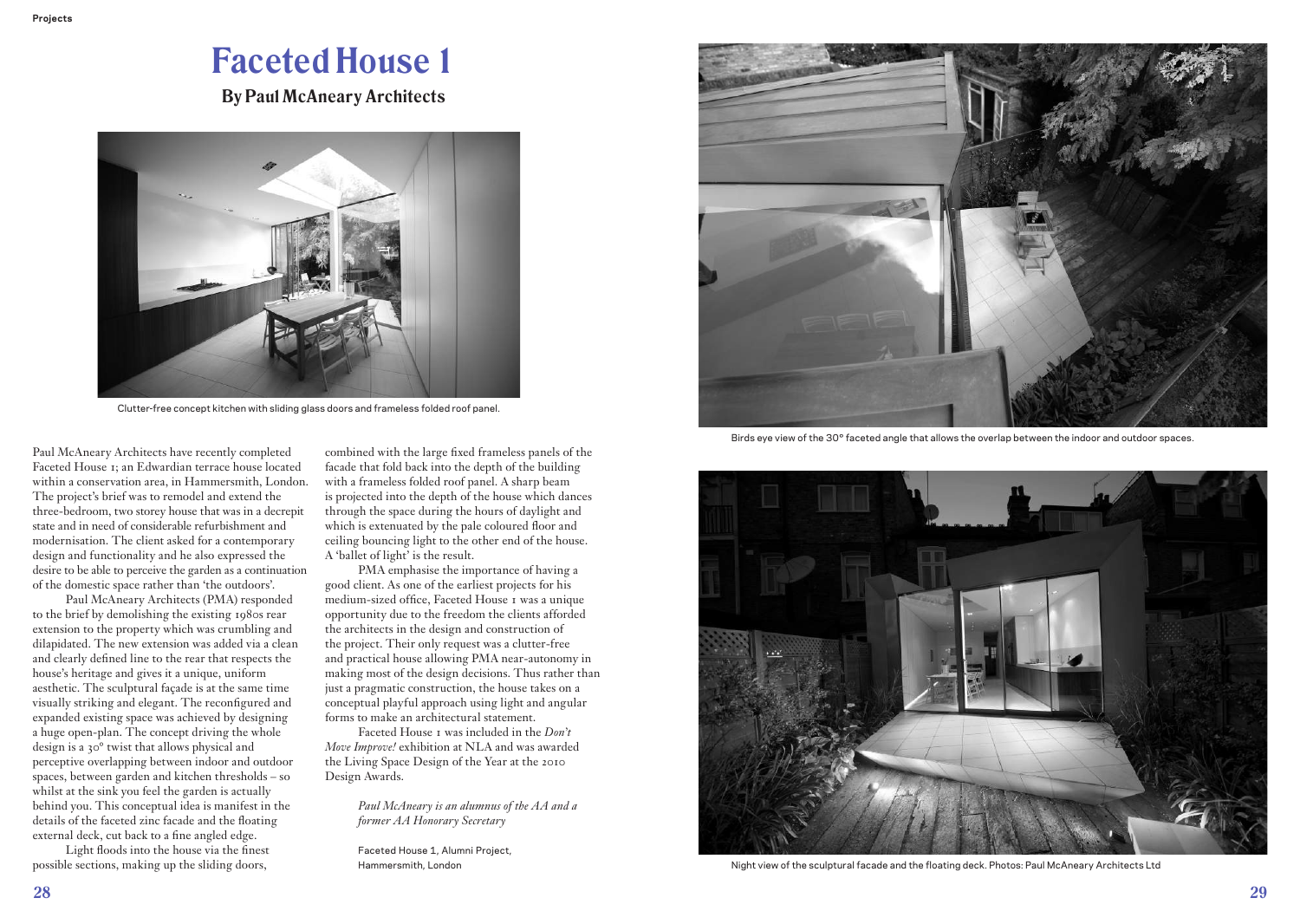# Faceted House 1

## By Paul McAneary Architects

Clutter-free concept kitchen with sliding glass doors and frameless folded roof panel.

Paul McAneary Architects have recently completed Faceted House 1; an Edwardian terrace house located within a conservation area, in Hammersmith, London. The project's brief was to remodel and extend the three-bedroom, two storey house that was in a decrepit state and in need of considerable refurbishment and modernisation. The client asked for a contemporary design and functionality and he also expressed the desire to be able to perceive the garden as a continuation of the domestic space rather than 'the outdoors'.

Paul McAneary Architects (PMA) responded to the brief by demolishing the existing 1980s rear extension to the property which was crumbling and dilapidated. The new extension was added via a clean and clearly defined line to the rear that respects the house's heritage and gives it a unique, uniform aesthetic. The sculptural façade is at the same time visually striking and elegant. The reconfigured and expanded existing space was achieved by designing a huge open-plan. The concept driving the whole design is a 30° twist that allows physical and perceptive overlapping between indoor and outdoor spaces, between garden and kitchen thresholds – so whilst at the sink you feel the garden is actually behind you. This conceptual idea is manifest in the details of the faceted zinc facade and the floating external deck, cut back to a fine angled edge.

Light floods into the house via the finest possible sections, making up the sliding doors, combined with the large fixed frameless panels of the facade that fold back into the depth of the building with a frameless folded roof panel. A sharp beam is projected into the depth of the house which dances through the space during the hours of daylight and which is extenuated by the pale coloured floor and ceiling bouncing light to the other end of the house. A 'ballet of light' is the result.

PMA emphasise the importance of having a good client. As one of the earliest projects for his medium-sized office, Faceted House 1 was a unique opportunity due to the freedom the clients afforded the architects in the design and construction of the project. Their only request was a clutter-free and practical house allowing PMA near-autonomy in making most of the design decisions. Thus rather than just a pragmatic construction, the house takes on a conceptual playful approach using light and angular forms to make an architectural statement.

Faceted House 1 was included in the *Don't Move Improve!* exhibition at NLA and was awarded the Living Space Design of the Year at the 2010 Design Awards.

*Paul McAneary is an alumnus of the AA and a former AA Honorary Secretary*

Faceted House 1, Alumni Project,
Hammersmith, London

Birds eye view of the 30° faceted angle that allows the overlap between the indoor and outdoor spaces.

Night view of the sculptural facade and the floating deck. Photos: Paul McAneary Architects Ltd